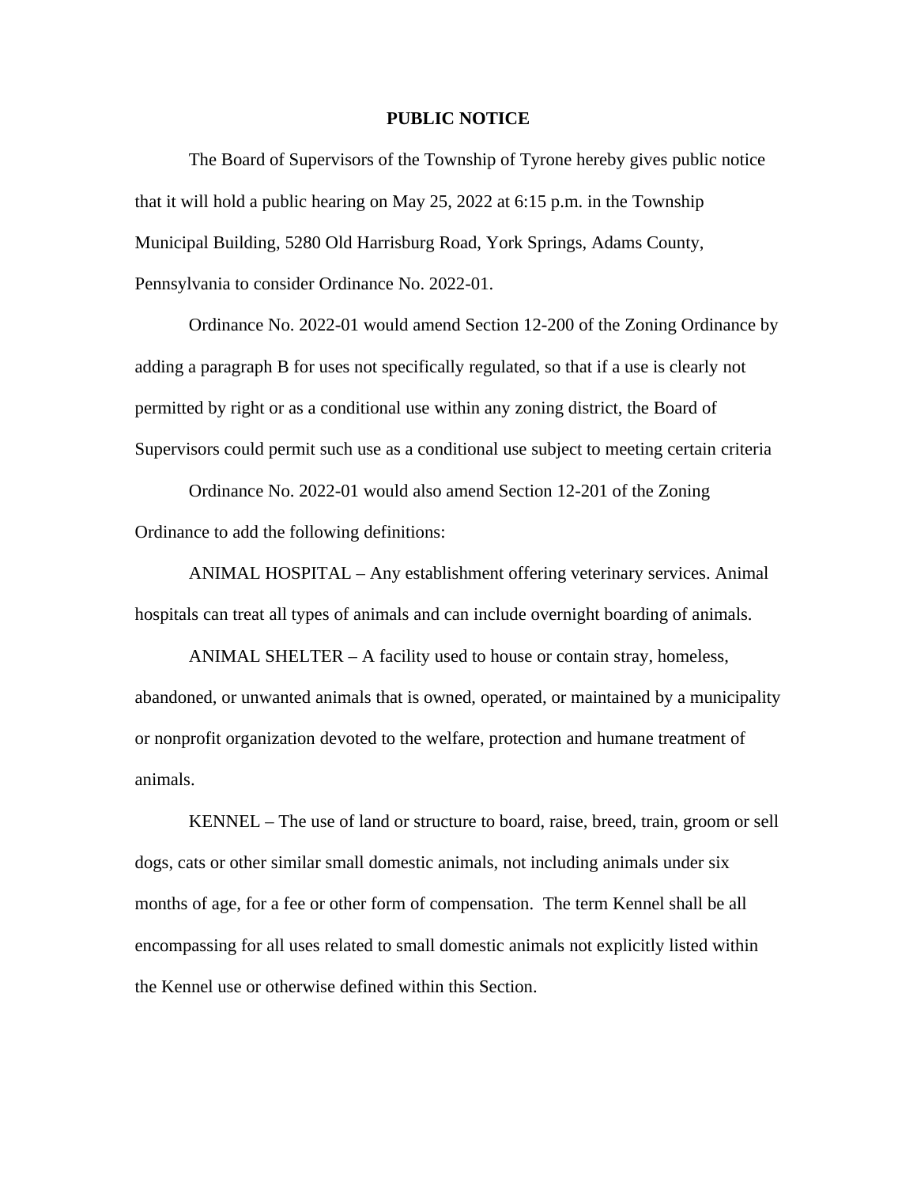**PUBLIC NOTICE**

The Board of Supervisors of the Township of Tyrone hereby gives public notice that it will hold a public hearing on May 25, 2022 at 6:15 p.m. in the Township Municipal Building, 5280 Old Harrisburg Road, York Springs, Adams County, Pennsylvania to consider Ordinance No. 2022-01.

Ordinance No. 2022-01 would amend Section 12-200 of the Zoning Ordinance by adding a paragraph B for uses not specifically regulated, so that if a use is clearly not permitted by right or as a conditional use within any zoning district, the Board of Supervisors could permit such use as a conditional use subject to meeting certain criteria

Ordinance No. 2022-01 would also amend Section 12-201 of the Zoning Ordinance to add the following definitions:

ANIMAL HOSPITAL – Any establishment offering veterinary services. Animal hospitals can treat all types of animals and can include overnight boarding of animals.

ANIMAL SHELTER – A facility used to house or contain stray, homeless, abandoned, or unwanted animals that is owned, operated, or maintained by a municipality or nonprofit organization devoted to the welfare, protection and humane treatment of animals.

KENNEL – The use of land or structure to board, raise, breed, train, groom or sell dogs, cats or other similar small domestic animals, not including animals under six months of age, for a fee or other form of compensation. The term Kennel shall be all encompassing for all uses related to small domestic animals not explicitly listed within the Kennel use or otherwise defined within this Section.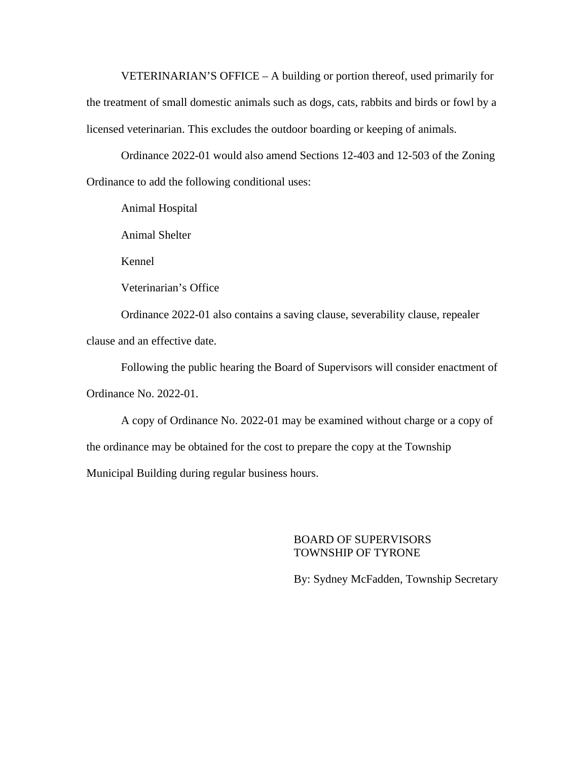VETERINARIAN'S OFFICE – A building or portion thereof, used primarily for the treatment of small domestic animals such as dogs, cats, rabbits and birds or fowl by a licensed veterinarian. This excludes the outdoor boarding or keeping of animals.

Ordinance 2022-01 would also amend Sections 12-403 and 12-503 of the Zoning Ordinance to add the following conditional uses:

Animal Hospital

Animal Shelter

Kennel

Veterinarian's Office

Ordinance 2022-01 also contains a saving clause, severability clause, repealer clause and an effective date.

Following the public hearing the Board of Supervisors will consider enactment of Ordinance No. 2022-01.

A copy of Ordinance No. 2022-01 may be examined without charge or a copy of the ordinance may be obtained for the cost to prepare the copy at the Township Municipal Building during regular business hours.

BOARD OF SUPERVISORS
TOWNSHIP OF TYRONE

By: Sydney McFadden, Township Secretary